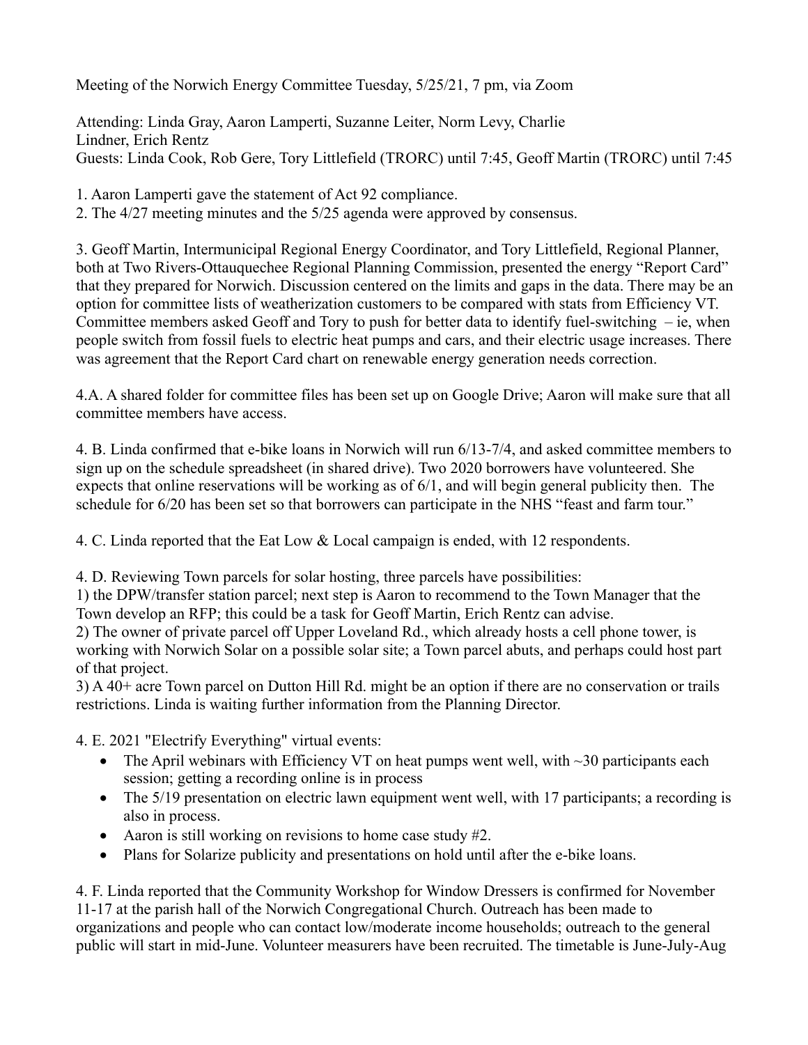Meeting of the Norwich Energy Committee Tuesday, 5/25/21, 7 pm, via Zoom

Attending: Linda Gray, Aaron Lamperti, Suzanne Leiter, Norm Levy, Charlie Lindner, Erich Rentz
Guests: Linda Cook, Rob Gere, Tory Littlefield (TRORC) until 7:45, Geoff Martin (TRORC) until 7:45

1. Aaron Lamperti gave the statement of Act 92 compliance.
2. The 4/27 meeting minutes and the 5/25 agenda were approved by consensus.

3. Geoff Martin, Intermunicipal Regional Energy Coordinator, and Tory Littlefield, Regional Planner, both at Two Rivers-Ottauquechee Regional Planning Commission, presented the energy "Report Card" that they prepared for Norwich. Discussion centered on the limits and gaps in the data. There may be an option for committee lists of weatherization customers to be compared with stats from Efficiency VT. Committee members asked Geoff and Tory to push for better data to identify fuel-switching – ie, when people switch from fossil fuels to electric heat pumps and cars, and their electric usage increases. There was agreement that the Report Card chart on renewable energy generation needs correction.

4.A. A shared folder for committee files has been set up on Google Drive; Aaron will make sure that all committee members have access.

4. B. Linda confirmed that e-bike loans in Norwich will run 6/13-7/4, and asked committee members to sign up on the schedule spreadsheet (in shared drive). Two 2020 borrowers have volunteered. She expects that online reservations will be working as of 6/1, and will begin general publicity then. The schedule for 6/20 has been set so that borrowers can participate in the NHS "feast and farm tour."

4. C. Linda reported that the Eat Low & Local campaign is ended, with 12 respondents.

4. D. Reviewing Town parcels for solar hosting, three parcels have possibilities:
1) the DPW/transfer station parcel; next step is Aaron to recommend to the Town Manager that the Town develop an RFP; this could be a task for Geoff Martin, Erich Rentz can advise.
2) The owner of private parcel off Upper Loveland Rd., which already hosts a cell phone tower, is working with Norwich Solar on a possible solar site; a Town parcel abuts, and perhaps could host part of that project.
3) A 40+ acre Town parcel on Dutton Hill Rd. might be an option if there are no conservation or trails restrictions. Linda is waiting further information from the Planning Director.

4. E. 2021 "Electrify Everything" virtual events:

- The April webinars with Efficiency VT on heat pumps went well, with ~30 participants each session; getting a recording online is in process
- The 5/19 presentation on electric lawn equipment went well, with 17 participants; a recording is also in process.
- Aaron is still working on revisions to home case study #2.
- Plans for Solarize publicity and presentations on hold until after the e-bike loans.

4. F. Linda reported that the Community Workshop for Window Dressers is confirmed for November 11-17 at the parish hall of the Norwich Congregational Church. Outreach has been made to organizations and people who can contact low/moderate income households; outreach to the general public will start in mid-June. Volunteer measurers have been recruited. The timetable is June-July-Aug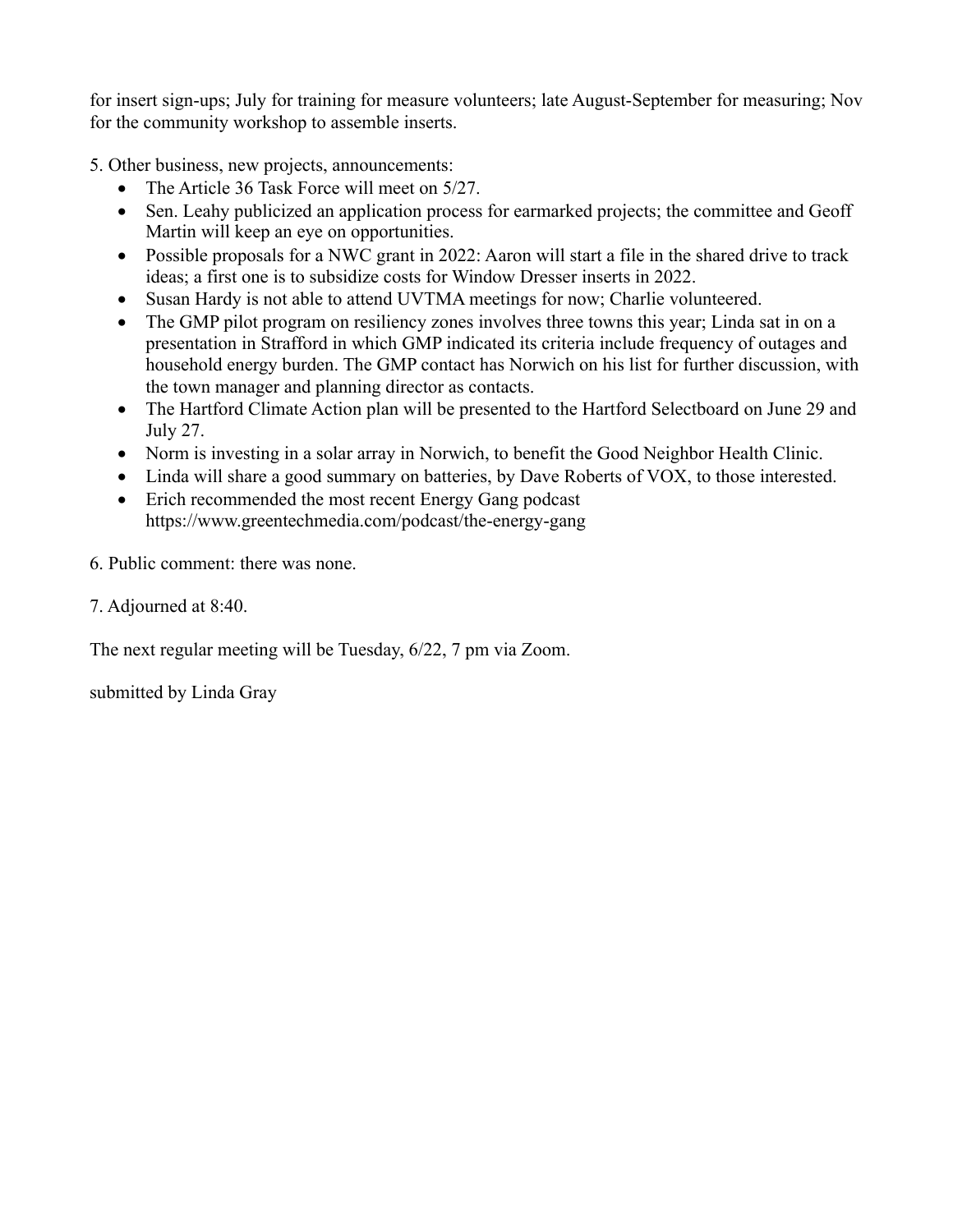for insert sign-ups; July for training for measure volunteers; late August-September for measuring; Nov for the community workshop to assemble inserts.

5. Other business, new projects, announcements:

- The Article 36 Task Force will meet on 5/27.
- Sen. Leahy publicized an application process for earmarked projects; the committee and Geoff Martin will keep an eye on opportunities.
- Possible proposals for a NWC grant in 2022: Aaron will start a file in the shared drive to track ideas; a first one is to subsidize costs for Window Dresser inserts in 2022.
- Susan Hardy is not able to attend UVTMA meetings for now; Charlie volunteered.
- The GMP pilot program on resiliency zones involves three towns this year; Linda sat in on a presentation in Strafford in which GMP indicated its criteria include frequency of outages and household energy burden. The GMP contact has Norwich on his list for further discussion, with the town manager and planning director as contacts.
- The Hartford Climate Action plan will be presented to the Hartford Selectboard on June 29 and July 27.
- Norm is investing in a solar array in Norwich, to benefit the Good Neighbor Health Clinic.
- Linda will share a good summary on batteries, by Dave Roberts of VOX, to those interested.
- Erich recommended the most recent Energy Gang podcast https://www.greentechmedia.com/podcast/the-energy-gang

6. Public comment: there was none.

7. Adjourned at 8:40.

The next regular meeting will be Tuesday, 6/22, 7 pm via Zoom.

submitted by Linda Gray